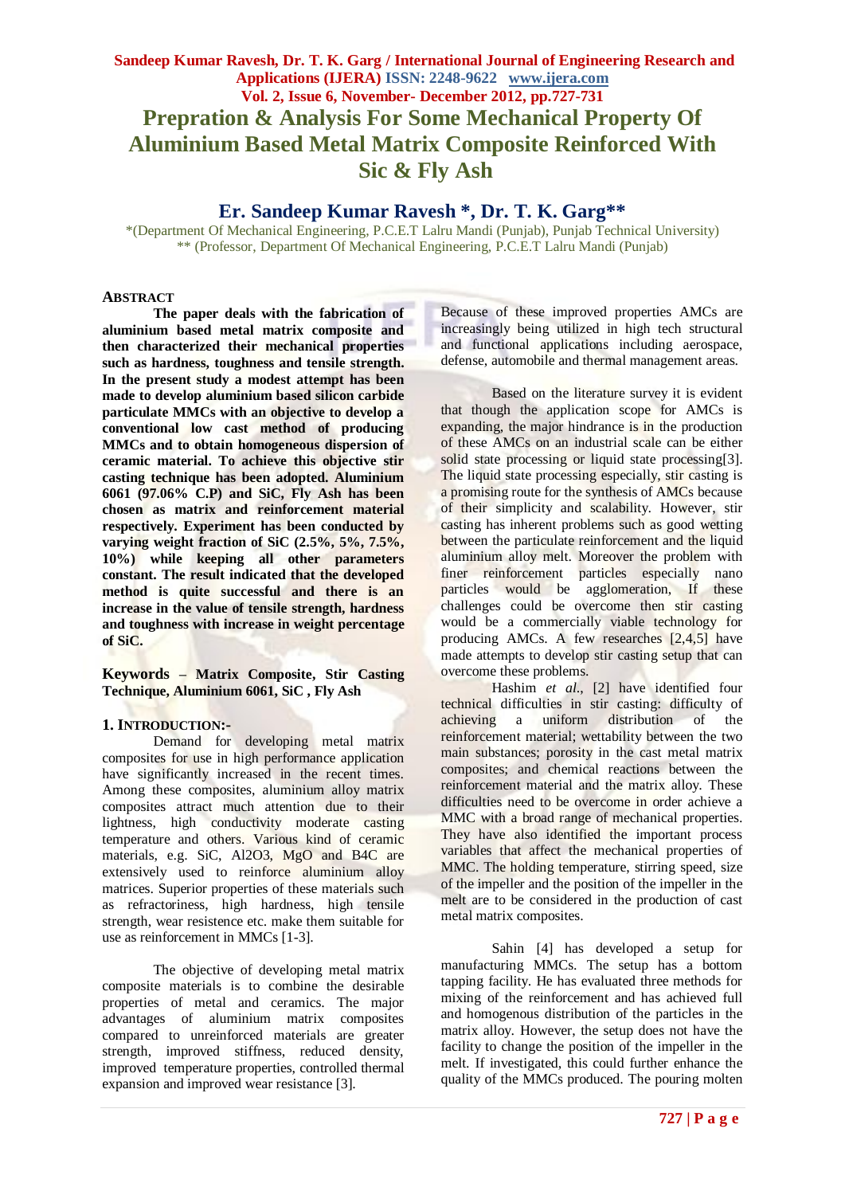# Prepration & Analysis For Some Mechanical Property Of Aluminium Based Metal Matrix Composite Reinforced With Sic & Fly Ash

## Er. Sandeep Kumar Ravesh *, Dr. T. K. Garg**

*(Department Of Mechanical Engineering, P.C.E.T Lalru Mandi (Punjab), Punjab Technical University)
** (Professor, Department Of Mechanical Engineering, P.C.E.T Lalru Mandi (Punjab)

### ABSTRACT

**The paper deals with the fabrication of aluminium based metal matrix composite and then characterized their mechanical properties such as hardness, toughness and tensile strength. In the present study a modest attempt has been made to develop aluminium based silicon carbide particulate MMCs with an objective to develop a conventional low cast method of producing MMCs and to obtain homogeneous dispersion of ceramic material. To achieve this objective stir casting technique has been adopted. Aluminium 6061 (97.06% C.P) and SiC, Fly Ash has been chosen as matrix and reinforcement material respectively. Experiment has been conducted by varying weight fraction of SiC (2.5%, 5%, 7.5%, 10%) while keeping all other parameters constant. The result indicated that the developed method is quite successful and there is an increase in the value of tensile strength, hardness and toughness with increase in weight percentage of SiC.**

**Keywords – Matrix Composite, Stir Casting Technique, Aluminium 6061, SiC , Fly Ash**

### 1. INTRODUCTION:-

Demand for developing metal matrix composites for use in high performance application have significantly increased in the recent times. Among these composites, aluminium alloy matrix composites attract much attention due to their lightness, high conductivity moderate casting temperature and others. Various kind of ceramic materials, e.g. SiC, Al2O3, MgO and B4C are extensively used to reinforce aluminium alloy matrices. Superior properties of these materials such as refractoriness, high hardness, high tensile strength, wear resistence etc. make them suitable for use as reinforcement in MMCs [1-3].

The objective of developing metal matrix composite materials is to combine the desirable properties of metal and ceramics. The major advantages of aluminium matrix composites compared to unreinforced materials are greater strength, improved stiffness, reduced density, improved temperature properties, controlled thermal expansion and improved wear resistance [3].

Because of these improved properties AMCs are increasingly being utilized in high tech structural and functional applications including aerospace, defense, automobile and thermal management areas.

Based on the literature survey it is evident that though the application scope for AMCs is expanding, the major hindrance is in the production of these AMCs on an industrial scale can be either solid state processing or liquid state processing[3]. The liquid state processing especially, stir casting is a promising route for the synthesis of AMCs because of their simplicity and scalability. However, stir casting has inherent problems such as good wetting between the particulate reinforcement and the liquid aluminium alloy melt. Moreover the problem with finer reinforcement particles especially nano particles would be agglomeration, If these challenges could be overcome then stir casting would be a commercially viable technology for producing AMCs. A few researches [2,4,5] have made attempts to develop stir casting setup that can overcome these problems.

Hashim *et al.*, [2] have identified four technical difficulties in stir casting: difficulty of achieving a uniform distribution of the reinforcement material; wettability between the two main substances; porosity in the cast metal matrix composites; and chemical reactions between the reinforcement material and the matrix alloy. These difficulties need to be overcome in order achieve a MMC with a broad range of mechanical properties. They have also identified the important process variables that affect the mechanical properties of MMC. The holding temperature, stirring speed, size of the impeller and the position of the impeller in the melt are to be considered in the production of cast metal matrix composites.

Sahin [4] has developed a setup for manufacturing MMCs. The setup has a bottom tapping facility. He has evaluated three methods for mixing of the reinforcement and has achieved full and homogenous distribution of the particles in the matrix alloy. However, the setup does not have the facility to change the position of the impeller in the melt. If investigated, this could further enhance the quality of the MMCs produced. The pouring molten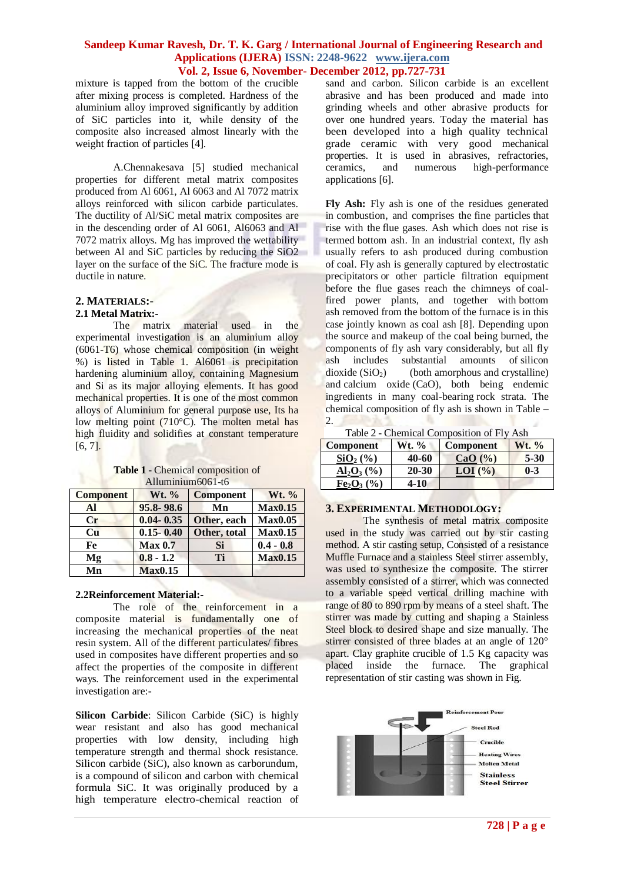mixture is tapped from the bottom of the crucible after mixing process is completed. Hardness of the aluminium alloy improved significantly by addition of SiC particles into it, while density of the composite also increased almost linearly with the weight fraction of particles [4].

A.Chennakesava [5] studied mechanical properties for different metal matrix composites produced from Al 6061, Al 6063 and Al 7072 matrix alloys reinforced with silicon carbide particulates. The ductility of Al/SiC metal matrix composites are in the descending order of Al 6061, Al6063 and Al 7072 matrix alloys. Mg has improved the wettability between Al and SiC particles by reducing the SiO2 layer on the surface of the SiC. The fracture mode is ductile in nature.

## 2. MATERIALS:-

### 2.1 Metal Matrix:-

The matrix material used in the experimental investigation is an aluminium alloy (6061-T6) whose chemical composition (in weight %) is listed in Table 1. Al6061 is precipitation hardening aluminium alloy, containing Magnesium and Si as its major alloying elements. It has good mechanical properties. It is one of the most common alloys of Aluminium for general purpose use, Its ha low melting point (710°C). The molten metal has high fluidity and solidifies at constant temperature [6, 7].

**Table 1** - Chemical composition of Alluminium6061-t6

| Component | Wt. % | Component | Wt. % |
|---|---|---|---|
| Al | 95.8- 98.6 | Mn | Max0.15 |
| Cr | 0.04- 0.35 | Other, each | Max0.05 |
| Cu | 0.15- 0.40 | Other, total | Max0.15 |
| Fe | Max 0.7 | Si | 0.4 - 0.8 |
| Mg | 0.8 - 1.2 | Ti | Max0.15 |
| Mn | Max0.15 | | |

### 2.2Reinforcement Material:-

The role of the reinforcement in a composite material is fundamentally one of increasing the mechanical properties of the neat resin system. All of the different particulates/ fibres used in composites have different properties and so affect the properties of the composite in different ways. The reinforcement used in the experimental investigation are:-

**Silicon Carbide**: Silicon Carbide (SiC) is highly wear resistant and also has good mechanical properties with low density, including high temperature strength and thermal shock resistance. Silicon carbide (SiC), also known as carborundum, is a compound of silicon and carbon with chemical formula SiC. It was originally produced by a high temperature electro-chemical reaction of sand and carbon. Silicon carbide is an excellent abrasive and has been produced and made into grinding wheels and other abrasive products for over one hundred years. Today the material has been developed into a high quality technical grade ceramic with very good mechanical properties. It is used in abrasives, refractories, ceramics, and numerous high-performance applications [6].

**Fly Ash:** Fly ash is one of the residues generated in combustion, and comprises the fine particles that rise with the flue gases. Ash which does not rise is termed bottom ash. In an industrial context, fly ash usually refers to ash produced during combustion of coal. Fly ash is generally captured by electrostatic precipitators or other particle filtration equipment before the flue gases reach the chimneys of coal-fired power plants, and together with bottom ash removed from the bottom of the furnace is in this case jointly known as coal ash [8]. Depending upon the source and makeup of the coal being burned, the components of fly ash vary considerably, but all fly ash includes substantial amounts of silicon dioxide ($SiO_2$) (both amorphous and crystalline) and calcium oxide (CaO), both being endemic ingredients in many coal-bearing rock strata. The chemical composition of fly ash is shown in Table – 2.

Table 2 - Chemical Composition of Fly Ash

| Component | Wt. % | Component | Wt. % |
|---|---|---|---|
| $SiO_2$ (%) | 40-60 | CaO (%) | 5-30 |
| $Al_2O_3$ (%) | 20-30 | LOI (%) | 0-3 |
| $Fe_2O_3$ (%) | 4-10 | | |

## 3. EXPERIMENTAL METHODOLOGY:

The synthesis of metal matrix composite used in the study was carried out by stir casting method. A stir casting setup, Consisted of a resistance Muffle Furnace and a stainless Steel stirrer assembly, was used to synthesize the composite. The stirrer assembly consisted of a stirrer, which was connected to a variable speed vertical drilling machine with range of 80 to 890 rpm by means of a steel shaft. The stirrer was made by cutting and shaping a Stainless Steel block to desired shape and size manually. The stirrer consisted of three blades at an angle of 120° apart. Clay graphite crucible of 1.5 Kg capacity was placed inside the furnace. The graphical representation of stir casting was shown in Fig.

Reinforcement Pour
Steel Rod
Crucible
Heating Wires
Molten Metal
Stainless Steel Stirrer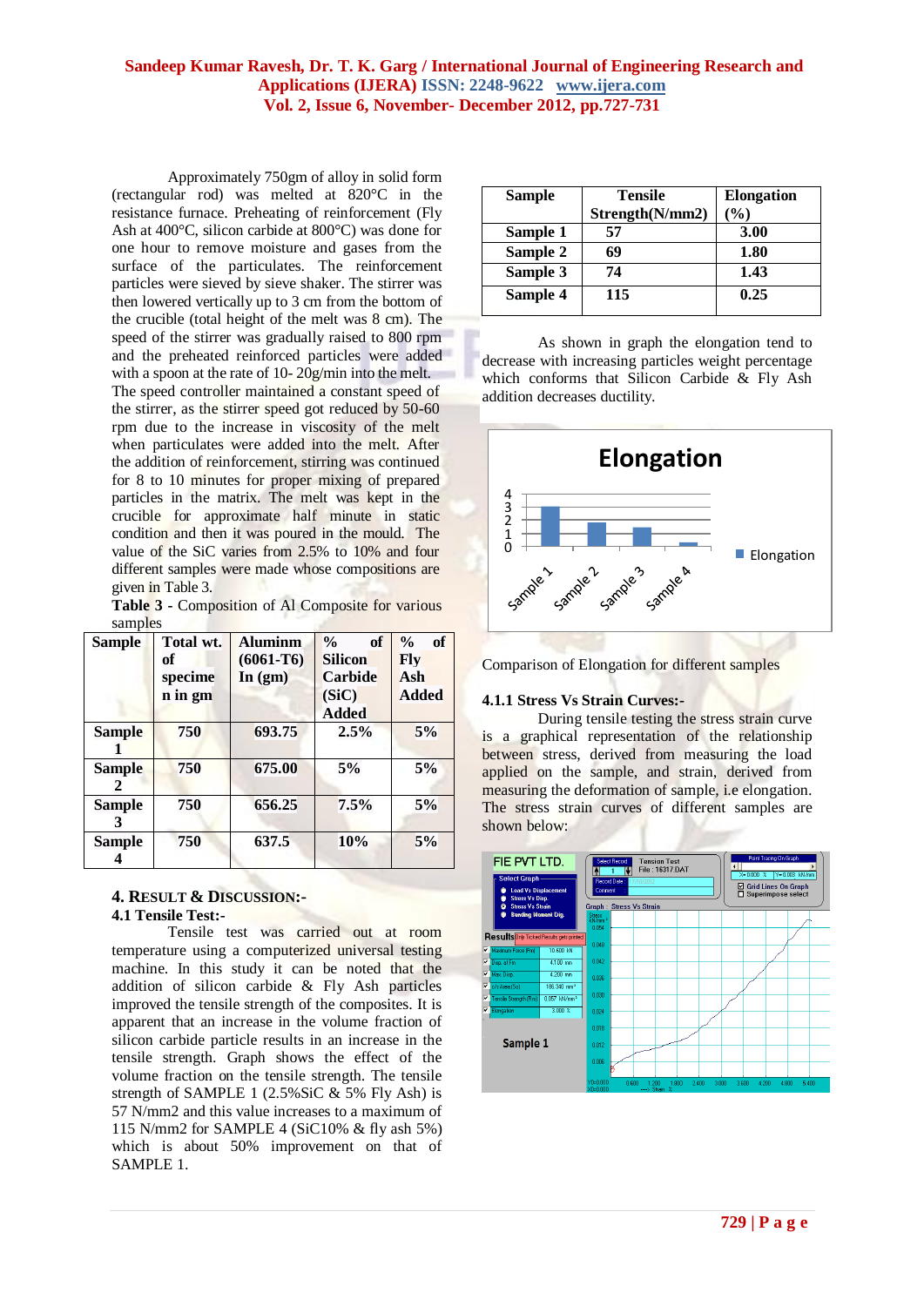Approximately 750gm of alloy in solid form (rectangular rod) was melted at 820°C in the resistance furnace. Preheating of reinforcement (Fly Ash at 400°C, silicon carbide at 800°C) was done for one hour to remove moisture and gases from the surface of the particulates. The reinforcement particles were sieved by sieve shaker. The stirrer was then lowered vertically up to 3 cm from the bottom of the crucible (total height of the melt was 8 cm). The speed of the stirrer was gradually raised to 800 rpm and the preheated reinforced particles were added with a spoon at the rate of 10- 20g/min into the melt. The speed controller maintained a constant speed of the stirrer, as the stirrer speed got reduced by 50-60 rpm due to the increase in viscosity of the melt when particulates were added into the melt. After the addition of reinforcement, stirring was continued for 8 to 10 minutes for proper mixing of prepared particles in the matrix. The melt was kept in the crucible for approximate half minute in static condition and then it was poured in the mould. The value of the SiC varies from 2.5% to 10% and four different samples were made whose compositions are given in Table 3.

**Table 3** - Composition of Al Composite for various samples

| Sample | Total wt. of specimen in gm | Aluminm (6061-T6) In (gm) | % of Silicon Carbide (SiC) Added | % of Fly Ash Added |
|---|---|---|---|---|
| Sample 1 | 750 | 693.75 | 2.5% | 5% |
| Sample 2 | 750 | 675.00 | 5% | 5% |
| Sample 3 | 750 | 656.25 | 7.5% | 5% |
| Sample 4 | 750 | 637.5 | 10% | 5% |

## 4. Result & Discussion:-

### 4.1 Tensile Test:-

Tensile test was carried out at room temperature using a computerized universal testing machine. In this study it can be noted that the addition of silicon carbide & Fly Ash particles improved the tensile strength of the composites. It is apparent that an increase in the volume fraction of silicon carbide particle results in an increase in the tensile strength. Graph shows the effect of the volume fraction on the tensile strength. The tensile strength of SAMPLE 1 (2.5%SiC & 5% Fly Ash) is 57 N/mm2 and this value increases to a maximum of 115 N/mm2 for SAMPLE 4 (SiC10% & fly ash 5%) which is about 50% improvement on that of SAMPLE 1.

| Sample | Tensile Strength(N/mm2) | Elongation (%) |
|---|---|---|
| Sample 1 | 57 | 3.00 |
| Sample 2 | 69 | 1.80 |
| Sample 3 | 74 | 1.43 |
| Sample 4 | 115 | 0.25 |

As shown in graph the elongation tend to decrease with increasing particles weight percentage which conforms that Silicon Carbide & Fly Ash addition decreases ductility.

Comparison of Elongation for different samples

### 4.1.1 Stress Vs Strain Curves:-

During tensile testing the stress strain curve is a graphical representation of the relationship between stress, derived from measuring the load applied on the sample, and strain, derived from measuring the deformation of sample, i.e elongation. The stress strain curves of different samples are shown below: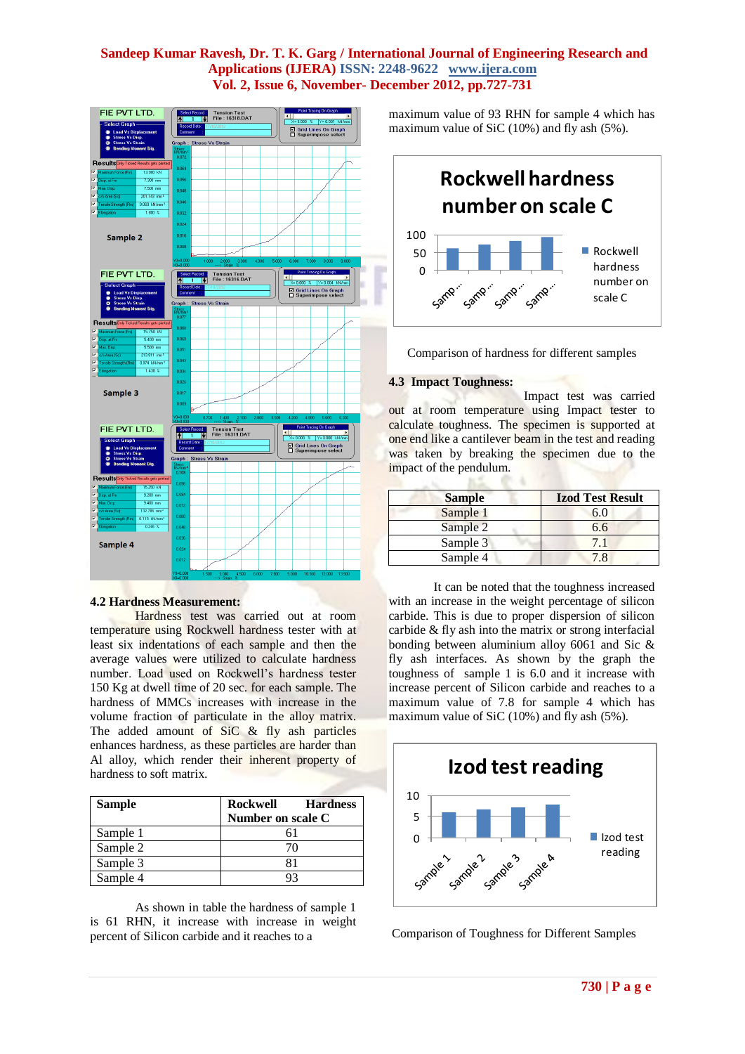## 4.2 Hardness Measurement:

Hardness test was carried out at room temperature using Rockwell hardness tester with at least six indentations of each sample and then the average values were utilized to calculate hardness number. Load used on Rockwell's hardness tester 150 Kg at dwell time of 20 sec. for each sample. The hardness of MMCs increases with increase in the volume fraction of particulate in the alloy matrix. The added amount of SiC & fly ash particles enhances hardness, as these particles are harder than Al alloy, which render their inherent property of hardness to soft matrix.

| Sample | Rockwell Hardness Number on scale C |
|---|---|
| Sample 1 | 61 |
| Sample 2 | 70 |
| Sample 3 | 81 |
| Sample 4 | 93 |

As shown in table the hardness of sample 1 is 61 RHN, it increase with increase in weight percent of Silicon carbide and it reaches to a maximum value of 93 RHN for sample 4 which has maximum value of SiC (10%) and fly ash (5%).

Comparison of hardness for different samples

## 4.3 Impact Toughness:

Impact test was carried out at room temperature using Impact tester to calculate toughness. The specimen is supported at one end like a cantilever beam in the test and reading was taken by breaking the specimen due to the impact of the pendulum.

| Sample | Izod Test Result |
|---|---|
| Sample 1 | 6.0 |
| Sample 2 | 6.6 |
| Sample 3 | 7.1 |
| Sample 4 | 7.8 |

It can be noted that the toughness increased with an increase in the weight percentage of silicon carbide. This is due to proper dispersion of silicon carbide & fly ash into the matrix or strong interfacial bonding between aluminium alloy 6061 and Sic & fly ash interfaces. As shown by the graph the toughness of sample 1 is 6.0 and it increase with increase percent of Silicon carbide and reaches to a maximum value of 7.8 for sample 4 which has maximum value of SiC (10%) and fly ash (5%).

Comparison of Toughness for Different Samples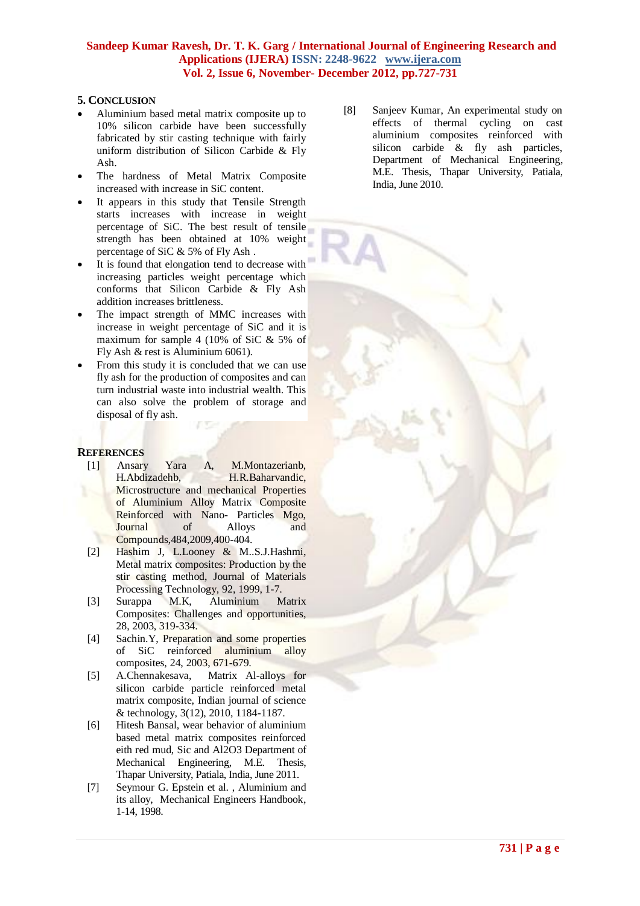## 5. CONCLUSION

- Aluminium based metal matrix composite up to 10% silicon carbide have been successfully fabricated by stir casting technique with fairly uniform distribution of Silicon Carbide & Fly Ash.
- The hardness of Metal Matrix Composite increased with increase in SiC content.
- It appears in this study that Tensile Strength starts increases with increase in weight percentage of SiC. The best result of tensile strength has been obtained at 10% weight percentage of SiC & 5% of Fly Ash .
- It is found that elongation tend to decrease with increasing particles weight percentage which conforms that Silicon Carbide & Fly Ash addition increases brittleness.
- The impact strength of MMC increases with increase in weight percentage of SiC and it is maximum for sample 4 (10% of SiC & 5% of Fly Ash & rest is Aluminium 6061).
- From this study it is concluded that we can use fly ash for the production of composites and can turn industrial waste into industrial wealth. This can also solve the problem of storage and disposal of fly ash.

## REFERENCES

[1] Ansary Yara A, M.Montazerianb, H.Abdizadehb, H.R.Baharvandic, Microstructure and mechanical Properties of Aluminium Alloy Matrix Composite Reinforced with Nano- Particles Mgo, Journal of Alloys and Compounds,484,2009,400-404.

[2] Hashim J, L.Looney & M..S.J.Hashmi, Metal matrix composites: Production by the stir casting method, Journal of Materials Processing Technology, 92, 1999, 1-7.

[3] Surappa M.K, Aluminium Matrix Composites: Challenges and opportunities, 28, 2003, 319-334.

[4] Sachin.Y, Preparation and some properties of SiC reinforced aluminium alloy composites, 24, 2003, 671-679.

[5] A.Chennakesava, Matrix Al-alloys for silicon carbide particle reinforced metal matrix composite, Indian journal of science & technology, 3(12), 2010, 1184-1187.

[6] Hitesh Bansal, wear behavior of aluminium based metal matrix composites reinforced eith red mud, Sic and Al2O3 Department of Mechanical Engineering, M.E. Thesis, Thapar University, Patiala, India, June 2011.

[7] Seymour G. Epstein et al. , Aluminium and its alloy, Mechanical Engineers Handbook, 1-14, 1998.

[8] Sanjeev Kumar, An experimental study on effects of thermal cycling on cast aluminium composites reinforced with silicon carbide & fly ash particles, Department of Mechanical Engineering, M.E. Thesis, Thapar University, Patiala, India, June 2010.